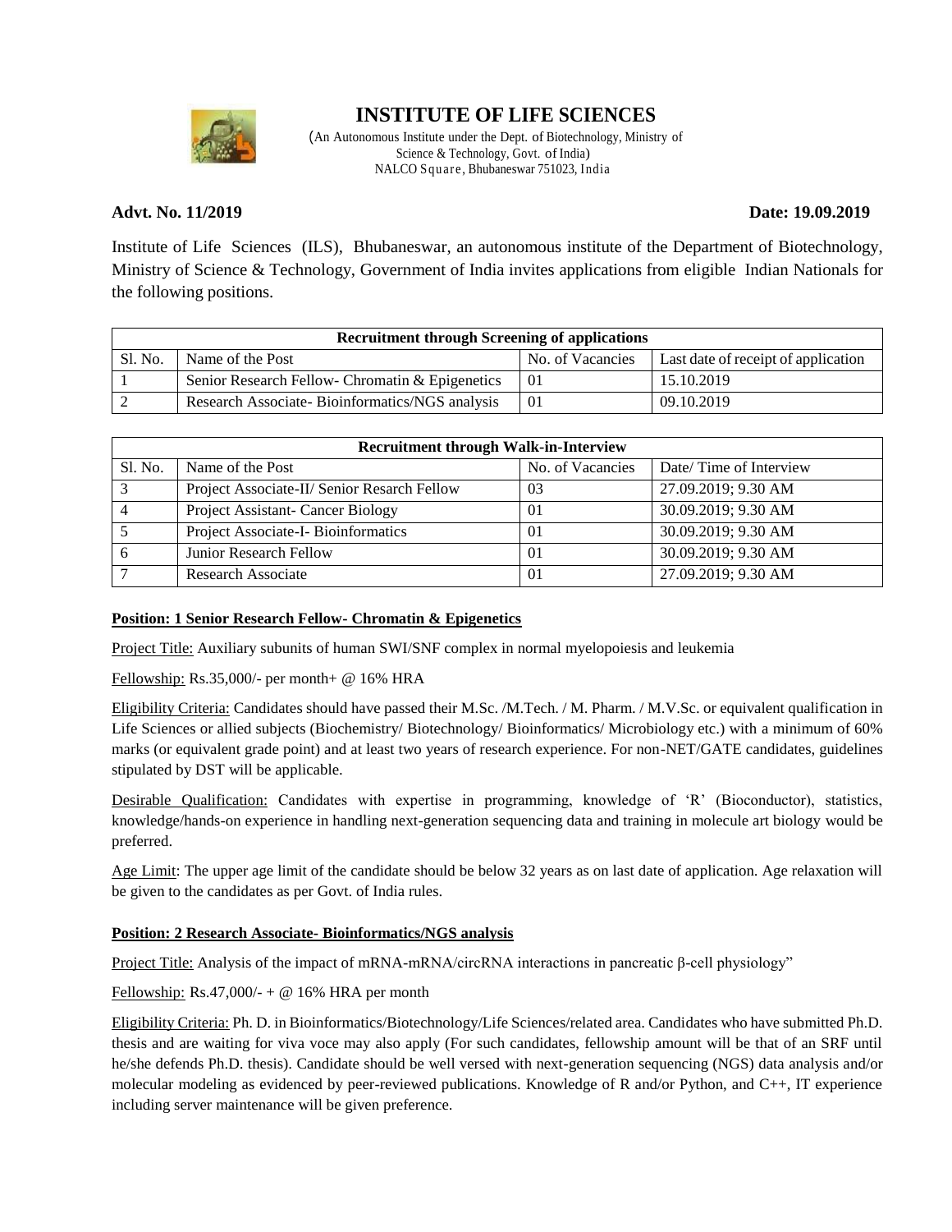# INSTITUTE OF LIFE SCIENCES

(An Autonomous Institute under the Dept. of Biotechnology, Ministry of Science & Technology, Govt. of India)
NALCO Square, Bhubaneswar 751023, India

**Advt. No. 11/2019** **Date: 19.09.2019**

Institute of Life Sciences (ILS), Bhubaneswar, an autonomous institute of the Department of Biotechnology, Ministry of Science & Technology, Government of India invites applications from eligible Indian Nationals for the following positions.

| **Recruitment through Screening of applications** | | | |
|---|---|---|---|
| Sl. No. | Name of the Post | No. of Vacancies | Last date of receipt of application |
| 1 | Senior Research Fellow- Chromatin & Epigenetics | 01 | 15.10.2019 |
| 2 | Research Associate- Bioinformatics/NGS analysis | 01 | 09.10.2019 |

| **Recruitment through Walk-in-Interview** | | | |
|---|---|---|---|
| Sl. No. | Name of the Post | No. of Vacancies | Date/ Time of Interview |
| 3 | Project Associate-II/ Senior Resarch Fellow | 03 | 27.09.2019; 9.30 AM |
| 4 | Project Assistant- Cancer Biology | 01 | 30.09.2019; 9.30 AM |
| 5 | Project Associate-I- Bioinformatics | 01 | 30.09.2019; 9.30 AM |
| 6 | Junior Research Fellow | 01 | 30.09.2019; 9.30 AM |
| 7 | Research Associate | 01 | 27.09.2019; 9.30 AM |

**Position: 1 Senior Research Fellow- Chromatin & Epigenetics**

Project Title: Auxiliary subunits of human SWI/SNF complex in normal myelopoiesis and leukemia

Fellowship: Rs.35,000/- per month+ @ 16% HRA

Eligibility Criteria: Candidates should have passed their M.Sc. /M.Tech. / M. Pharm. / M.V.Sc. or equivalent qualification in Life Sciences or allied subjects (Biochemistry/ Biotechnology/ Bioinformatics/ Microbiology etc.) with a minimum of 60% marks (or equivalent grade point) and at least two years of research experience. For non-NET/GATE candidates, guidelines stipulated by DST will be applicable.

Desirable Qualification: Candidates with expertise in programming, knowledge of 'R' (Bioconductor), statistics, knowledge/hands-on experience in handling next-generation sequencing data and training in molecule art biology would be preferred.

Age Limit: The upper age limit of the candidate should be below 32 years as on last date of application. Age relaxation will be given to the candidates as per Govt. of India rules.

**Position: 2 Research Associate- Bioinformatics/NGS analysis**

Project Title: Analysis of the impact of mRNA-mRNA/circRNA interactions in pancreatic β-cell physiology"

Fellowship: Rs.47,000/- + @ 16% HRA per month

Eligibility Criteria: Ph. D. in Bioinformatics/Biotechnology/Life Sciences/related area. Candidates who have submitted Ph.D. thesis and are waiting for viva voce may also apply (For such candidates, fellowship amount will be that of an SRF until he/she defends Ph.D. thesis). Candidate should be well versed with next-generation sequencing (NGS) data analysis and/or molecular modeling as evidenced by peer-reviewed publications. Knowledge of R and/or Python, and C++, IT experience including server maintenance will be given preference.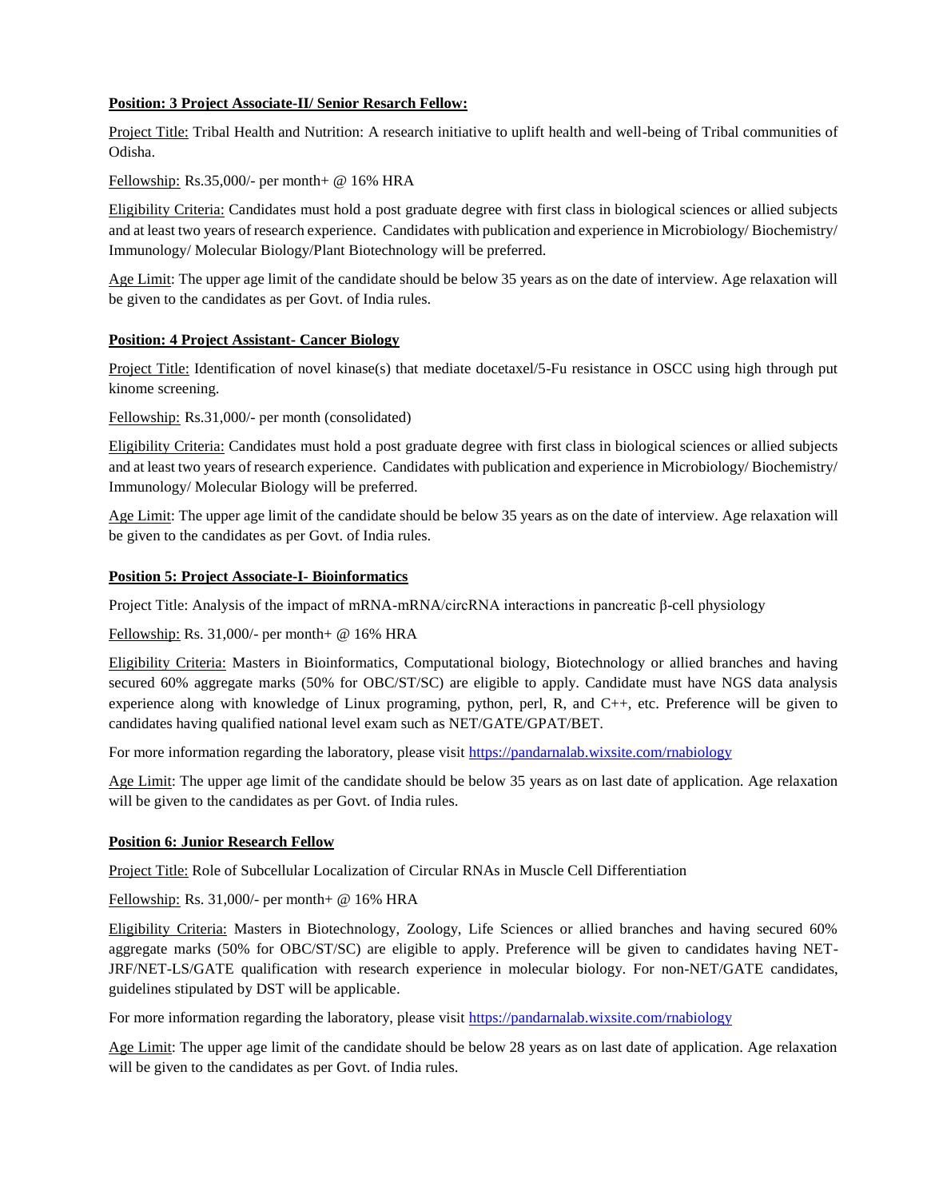**Position: 3 Project Associate-II/ Senior Resarch Fellow:**

Project Title: Tribal Health and Nutrition: A research initiative to uplift health and well-being of Tribal communities of Odisha.

Fellowship: Rs.35,000/- per month+ @ 16% HRA

Eligibility Criteria: Candidates must hold a post graduate degree with first class in biological sciences or allied subjects and at least two years of research experience. Candidates with publication and experience in Microbiology/ Biochemistry/ Immunology/ Molecular Biology/Plant Biotechnology will be preferred.

Age Limit: The upper age limit of the candidate should be below 35 years as on the date of interview. Age relaxation will be given to the candidates as per Govt. of India rules.

**Position: 4 Project Assistant- Cancer Biology**

Project Title: Identification of novel kinase(s) that mediate docetaxel/5-Fu resistance in OSCC using high through put kinome screening.

Fellowship: Rs.31,000/- per month (consolidated)

Eligibility Criteria: Candidates must hold a post graduate degree with first class in biological sciences or allied subjects and at least two years of research experience. Candidates with publication and experience in Microbiology/ Biochemistry/ Immunology/ Molecular Biology will be preferred.

Age Limit: The upper age limit of the candidate should be below 35 years as on the date of interview. Age relaxation will be given to the candidates as per Govt. of India rules.

**Position 5: Project Associate-I- Bioinformatics**

Project Title: Analysis of the impact of mRNA-mRNA/circRNA interactions in pancreatic β-cell physiology

Fellowship: Rs. 31,000/- per month+ @ 16% HRA

Eligibility Criteria: Masters in Bioinformatics, Computational biology, Biotechnology or allied branches and having secured 60% aggregate marks (50% for OBC/ST/SC) are eligible to apply. Candidate must have NGS data analysis experience along with knowledge of Linux programing, python, perl, R, and C++, etc. Preference will be given to candidates having qualified national level exam such as NET/GATE/GPAT/BET.

For more information regarding the laboratory, please visit https://pandarnalab.wixsite.com/rnabiology

Age Limit: The upper age limit of the candidate should be below 35 years as on last date of application. Age relaxation will be given to the candidates as per Govt. of India rules.

**Position 6: Junior Research Fellow**

Project Title: Role of Subcellular Localization of Circular RNAs in Muscle Cell Differentiation

Fellowship: Rs. 31,000/- per month+ @ 16% HRA

Eligibility Criteria: Masters in Biotechnology, Zoology, Life Sciences or allied branches and having secured 60% aggregate marks (50% for OBC/ST/SC) are eligible to apply. Preference will be given to candidates having NET-JRF/NET-LS/GATE qualification with research experience in molecular biology. For non-NET/GATE candidates, guidelines stipulated by DST will be applicable.

For more information regarding the laboratory, please visit https://pandarnalab.wixsite.com/rnabiology

Age Limit: The upper age limit of the candidate should be below 28 years as on last date of application. Age relaxation will be given to the candidates as per Govt. of India rules.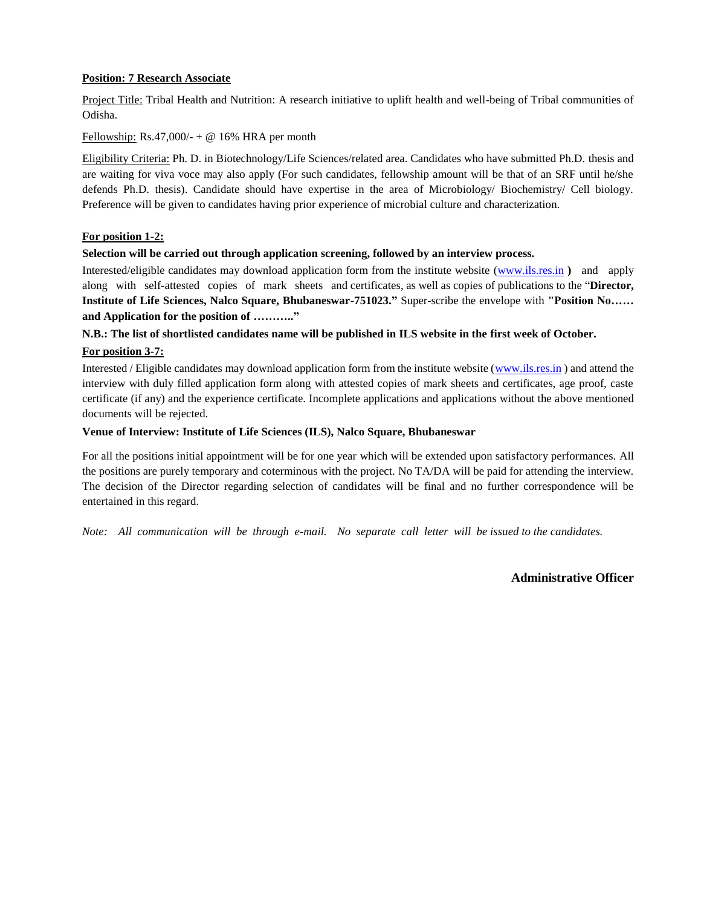**<u>Position: 7 Research Associate</u>**

<u>Project Title:</u> Tribal Health and Nutrition: A research initiative to uplift health and well-being of Tribal communities of Odisha.

<u>Fellowship:</u> Rs.47,000/- + @ 16% HRA per month

<u>Eligibility Criteria:</u> Ph. D. in Biotechnology/Life Sciences/related area. Candidates who have submitted Ph.D. thesis and are waiting for viva voce may also apply (For such candidates, fellowship amount will be that of an SRF until he/she defends Ph.D. thesis). Candidate should have expertise in the area of Microbiology/ Biochemistry/ Cell biology. Preference will be given to candidates having prior experience of microbial culture and characterization.

**<u>For position 1-2:</u>**

**Selection will be carried out through application screening, followed by an interview process.**

Interested/eligible candidates may download application form from the institute website (www.ils.res.in **)** and apply along with self-attested copies of mark sheets and certificates, as well as copies of publications to the "**Director, Institute of Life Sciences, Nalco Square, Bhubaneswar-751023."** Super-scribe the envelope with **"Position No…… and Application for the position of ………."**

**N.B.: The list of shortlisted candidates name will be published in ILS website in the first week of October.**

**<u>For position 3-7:</u>**

Interested / Eligible candidates may download application form from the institute website (www.ils.res.in ) and attend the interview with duly filled application form along with attested copies of mark sheets and certificates, age proof, caste certificate (if any) and the experience certificate. Incomplete applications and applications without the above mentioned documents will be rejected.

**Venue of Interview: Institute of Life Sciences (ILS), Nalco Square, Bhubaneswar**

For all the positions initial appointment will be for one year which will be extended upon satisfactory performances. All the positions are purely temporary and coterminous with the project. No TA/DA will be paid for attending the interview. The decision of the Director regarding selection of candidates will be final and no further correspondence will be entertained in this regard.

*Note: All communication will be through e-mail. No separate call letter will be issued to the candidates.*

**Administrative Officer**